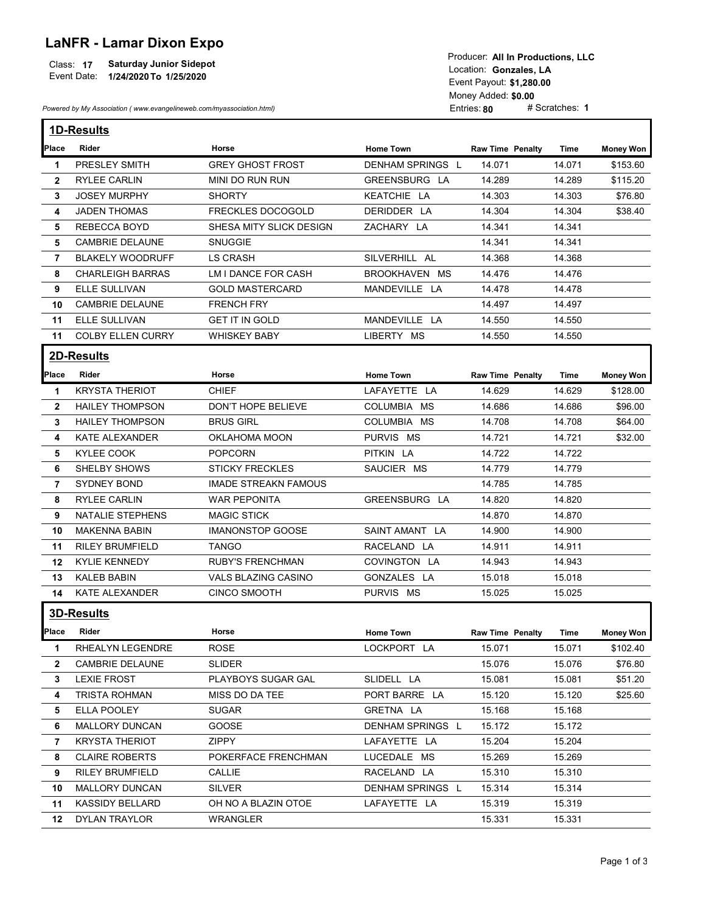# LaNFR - Lamar Dixon Expo

Class: **17** **Saturday Junior Sidepot**
Event Date: **1/24/2020 To 1/25/2020**

Producer: **All In Productions, LLC**
Location: **Gonzales, LA**
Event Payout: **$1,280.00**
Money Added: **$0.00**
Entries: **80** # Scratches: **1**

*Powered by My Association ( www.evangelineweb.com/myassociation.html)*

## 1D-Results

| Place | Rider | Horse | Home Town | Raw Time | Penalty | Time | Money Won |
|---|---|---|---|---|---|---|---|
| 1 | PRESLEY SMITH | GREY GHOST FROST | DENHAM SPRINGS L | 14.071 | | 14.071 | $153.60 |
| 2 | RYLEE CARLIN | MINI DO RUN RUN | GREENSBURG LA | 14.289 | | 14.289 | $115.20 |
| 3 | JOSEY MURPHY | SHORTY | KEATCHIE LA | 14.303 | | 14.303 | $76.80 |
| 4 | JADEN THOMAS | FRECKLES DOCOGOLD | DERIDDER LA | 14.304 | | 14.304 | $38.40 |
| 5 | REBECCA BOYD | SHESA MITY SLICK DESIGN | ZACHARY LA | 14.341 | | 14.341 | |
| 5 | CAMBRIE DELAUNE | SNUGGIE | | 14.341 | | 14.341 | |
| 7 | BLAKELY WOODRUFF | LS CRASH | SILVERHILL AL | 14.368 | | 14.368 | |
| 8 | CHARLEIGH BARRAS | LM I DANCE FOR CASH | BROOKHAVEN MS | 14.476 | | 14.476 | |
| 9 | ELLE SULLIVAN | GOLD MASTERCARD | MANDEVILLE LA | 14.478 | | 14.478 | |
| 10 | CAMBRIE DELAUNE | FRENCH FRY | | 14.497 | | 14.497 | |
| 11 | ELLE SULLIVAN | GET IT IN GOLD | MANDEVILLE LA | 14.550 | | 14.550 | |
| 11 | COLBY ELLEN CURRY | WHISKEY BABY | LIBERTY MS | 14.550 | | 14.550 | |

## 2D-Results

| Place | Rider | Horse | Home Town | Raw Time | Penalty | Time | Money Won |
|---|---|---|---|---|---|---|---|
| 1 | KRYSTA THERIOT | CHIEF | LAFAYETTE LA | 14.629 | | 14.629 | $128.00 |
| 2 | HAILEY THOMPSON | DON'T HOPE BELIEVE | COLUMBIA MS | 14.686 | | 14.686 | $96.00 |
| 3 | HAILEY THOMPSON | BRUS GIRL | COLUMBIA MS | 14.708 | | 14.708 | $64.00 |
| 4 | KATE ALEXANDER | OKLAHOMA MOON | PURVIS MS | 14.721 | | 14.721 | $32.00 |
| 5 | KYLEE COOK | POPCORN | PITKIN LA | 14.722 | | 14.722 | |
| 6 | SHELBY SHOWS | STICKY FRECKLES | SAUCIER MS | 14.779 | | 14.779 | |
| 7 | SYDNEY BOND | IMADE STREAKN FAMOUS | | 14.785 | | 14.785 | |
| 8 | RYLEE CARLIN | WAR PEPONITA | GREENSBURG LA | 14.820 | | 14.820 | |
| 9 | NATALIE STEPHENS | MAGIC STICK | | 14.870 | | 14.870 | |
| 10 | MAKENNA BABIN | IMANONSTOP GOOSE | SAINT AMANT LA | 14.900 | | 14.900 | |
| 11 | RILEY BRUMFIELD | TANGO | RACELAND LA | 14.911 | | 14.911 | |
| 12 | KYLIE KENNEDY | RUBY'S FRENCHMAN | COVINGTON LA | 14.943 | | 14.943 | |
| 13 | KALEB BABIN | VALS BLAZING CASINO | GONZALES LA | 15.018 | | 15.018 | |
| 14 | KATE ALEXANDER | CINCO SMOOTH | PURVIS MS | 15.025 | | 15.025 | |

## 3D-Results

| Place | Rider | Horse | Home Town | Raw Time | Penalty | Time | Money Won |
|---|---|---|---|---|---|---|---|
| 1 | RHEALYN LEGENDRE | ROSE | LOCKPORT LA | 15.071 | | 15.071 | $102.40 |
| 2 | CAMBRIE DELAUNE | SLIDER | | 15.076 | | 15.076 | $76.80 |
| 3 | LEXIE FROST | PLAYBOYS SUGAR GAL | SLIDELL LA | 15.081 | | 15.081 | $51.20 |
| 4 | TRISTA ROHMAN | MISS DO DA TEE | PORT BARRE LA | 15.120 | | 15.120 | $25.60 |
| 5 | ELLA POOLEY | SUGAR | GRETNA LA | 15.168 | | 15.168 | |
| 6 | MALLORY DUNCAN | GOOSE | DENHAM SPRINGS L | 15.172 | | 15.172 | |
| 7 | KRYSTA THERIOT | ZIPPY | LAFAYETTE LA | 15.204 | | 15.204 | |
| 8 | CLAIRE ROBERTS | POKERFACE FRENCHMAN | LUCEDALE MS | 15.269 | | 15.269 | |
| 9 | RILEY BRUMFIELD | CALLIE | RACELAND LA | 15.310 | | 15.310 | |
| 10 | MALLORY DUNCAN | SILVER | DENHAM SPRINGS L | 15.314 | | 15.314 | |
| 11 | KASSIDY BELLARD | OH NO A BLAZIN OTOE | LAFAYETTE LA | 15.319 | | 15.319 | |
| 12 | DYLAN TRAYLOR | WRANGLER | | 15.331 | | 15.331 | |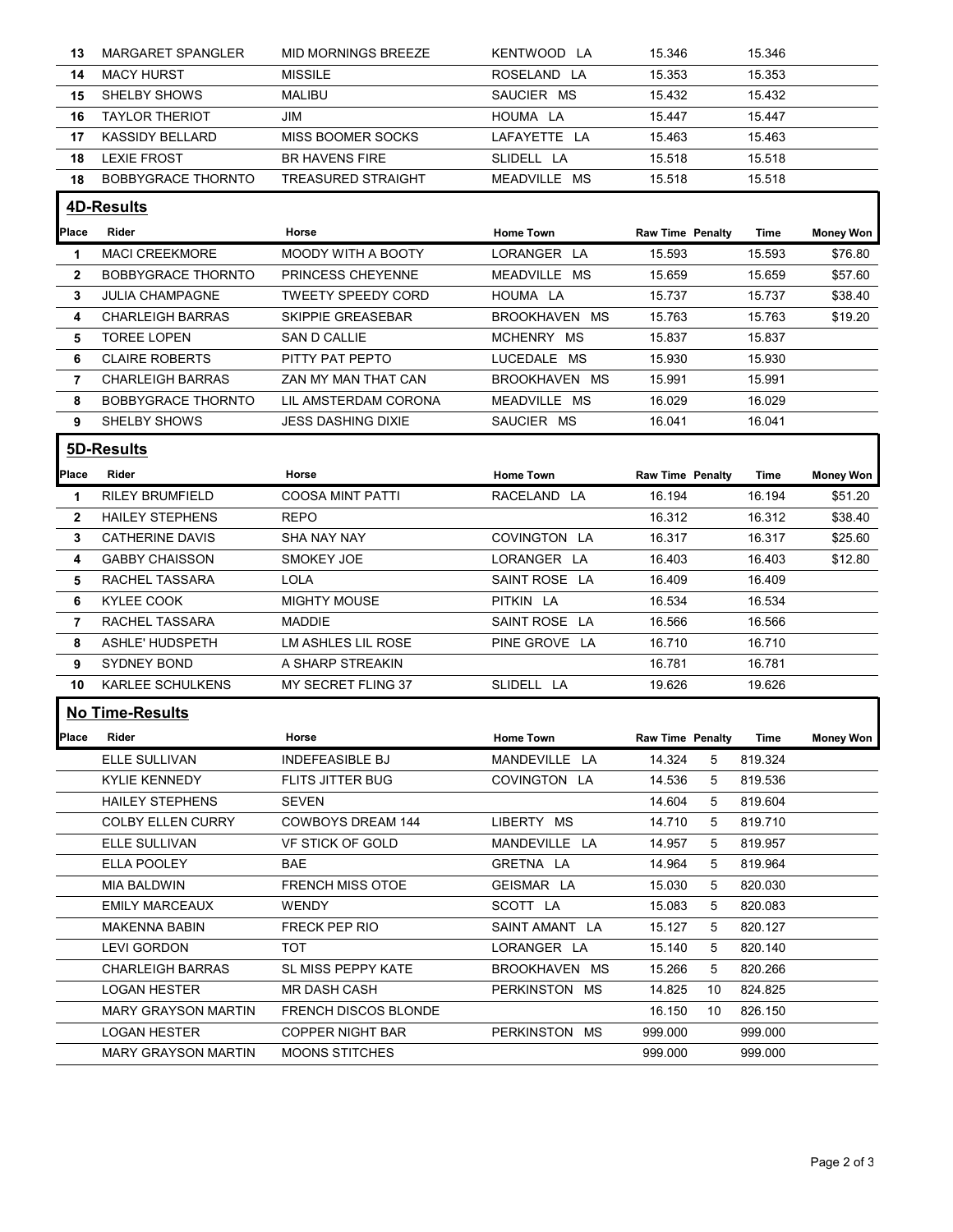| Place | Rider | Horse | Home Town | Raw Time | Penalty | Time | Money Won |
|---|---|---|---|---|---|---|---|
| 13 | MARGARET SPANGLER | MID MORNINGS BREEZE | KENTWOOD LA | 15.346 | | 15.346 | |
| 14 | MACY HURST | MISSILE | ROSELAND LA | 15.353 | | 15.353 | |
| 15 | SHELBY SHOWS | MALIBU | SAUCIER MS | 15.432 | | 15.432 | |
| 16 | TAYLOR THERIOT | JIM | HOUMA LA | 15.447 | | 15.447 | |
| 17 | KASSIDY BELLARD | MISS BOOMER SOCKS | LAFAYETTE LA | 15.463 | | 15.463 | |
| 18 | LEXIE FROST | BR HAVENS FIRE | SLIDELL LA | 15.518 | | 15.518 | |
| 18 | BOBBYGRACE THORNTO | TREASURED STRAIGHT | MEADVILLE MS | 15.518 | | 15.518 | |

## 4D-Results

| Place | Rider | Horse | Home Town | Raw Time | Penalty | Time | Money Won |
|---|---|---|---|---|---|---|---|
| 1 | MACI CREEKMORE | MOODY WITH A BOOTY | LORANGER LA | 15.593 | | 15.593 | $76.80 |
| 2 | BOBBYGRACE THORNTO | PRINCESS CHEYENNE | MEADVILLE MS | 15.659 | | 15.659 | $57.60 |
| 3 | JULIA CHAMPAGNE | TWEETY SPEEDY CORD | HOUMA LA | 15.737 | | 15.737 | $38.40 |
| 4 | CHARLEIGH BARRAS | SKIPPIE GREASEBAR | BROOKHAVEN MS | 15.763 | | 15.763 | $19.20 |
| 5 | TOREE LOPEN | SAN D CALLIE | MCHENRY MS | 15.837 | | 15.837 | |
| 6 | CLAIRE ROBERTS | PITTY PAT PEPTO | LUCEDALE MS | 15.930 | | 15.930 | |
| 7 | CHARLEIGH BARRAS | ZAN MY MAN THAT CAN | BROOKHAVEN MS | 15.991 | | 15.991 | |
| 8 | BOBBYGRACE THORNTO | LIL AMSTERDAM CORONA | MEADVILLE MS | 16.029 | | 16.029 | |
| 9 | SHELBY SHOWS | JESS DASHING DIXIE | SAUCIER MS | 16.041 | | 16.041 | |

## 5D-Results

| Place | Rider | Horse | Home Town | Raw Time | Penalty | Time | Money Won |
|---|---|---|---|---|---|---|---|
| 1 | RILEY BRUMFIELD | COOSA MINT PATTI | RACELAND LA | 16.194 | | 16.194 | $51.20 |
| 2 | HAILEY STEPHENS | REPO | | 16.312 | | 16.312 | $38.40 |
| 3 | CATHERINE DAVIS | SHA NAY NAY | COVINGTON LA | 16.317 | | 16.317 | $25.60 |
| 4 | GABBY CHAISSON | SMOKEY JOE | LORANGER LA | 16.403 | | 16.403 | $12.80 |
| 5 | RACHEL TASSARA | LOLA | SAINT ROSE LA | 16.409 | | 16.409 | |
| 6 | KYLEE COOK | MIGHTY MOUSE | PITKIN LA | 16.534 | | 16.534 | |
| 7 | RACHEL TASSARA | MADDIE | SAINT ROSE LA | 16.566 | | 16.566 | |
| 8 | ASHLE' HUDSPETH | LM ASHLES LIL ROSE | PINE GROVE LA | 16.710 | | 16.710 | |
| 9 | SYDNEY BOND | A SHARP STREAKIN | | 16.781 | | 16.781 | |
| 10 | KARLEE SCHULKENS | MY SECRET FLING 37 | SLIDELL LA | 19.626 | | 19.626 | |

## No Time-Results

| Place | Rider | Horse | Home Town | Raw Time | Penalty | Time | Money Won |
|---|---|---|---|---|---|---|---|
| | ELLE SULLIVAN | INDEFEASIBLE BJ | MANDEVILLE LA | 14.324 | 5 | 819.324 | |
| | KYLIE KENNEDY | FLITS JITTER BUG | COVINGTON LA | 14.536 | 5 | 819.536 | |
| | HAILEY STEPHENS | SEVEN | | 14.604 | 5 | 819.604 | |
| | COLBY ELLEN CURRY | COWBOYS DREAM 144 | LIBERTY MS | 14.710 | 5 | 819.710 | |
| | ELLE SULLIVAN | VF STICK OF GOLD | MANDEVILLE LA | 14.957 | 5 | 819.957 | |
| | ELLA POOLEY | BAE | GRETNA LA | 14.964 | 5 | 819.964 | |
| | MIA BALDWIN | FRENCH MISS OTOE | GEISMAR LA | 15.030 | 5 | 820.030 | |
| | EMILY MARCEAUX | WENDY | SCOTT LA | 15.083 | 5 | 820.083 | |
| | MAKENNA BABIN | FRECK PEP RIO | SAINT AMANT LA | 15.127 | 5 | 820.127 | |
| | LEVI GORDON | TOT | LORANGER LA | 15.140 | 5 | 820.140 | |
| | CHARLEIGH BARRAS | SL MISS PEPPY KATE | BROOKHAVEN MS | 15.266 | 5 | 820.266 | |
| | LOGAN HESTER | MR DASH CASH | PERKINSTON MS | 14.825 | 10 | 824.825 | |
| | MARY GRAYSON MARTIN | FRENCH DISCOS BLONDE | | 16.150 | 10 | 826.150 | |
| | LOGAN HESTER | COPPER NIGHT BAR | PERKINSTON MS | 999.000 | | 999.000 | |
| | MARY GRAYSON MARTIN | MOONS STITCHES | | 999.000 | | 999.000 | |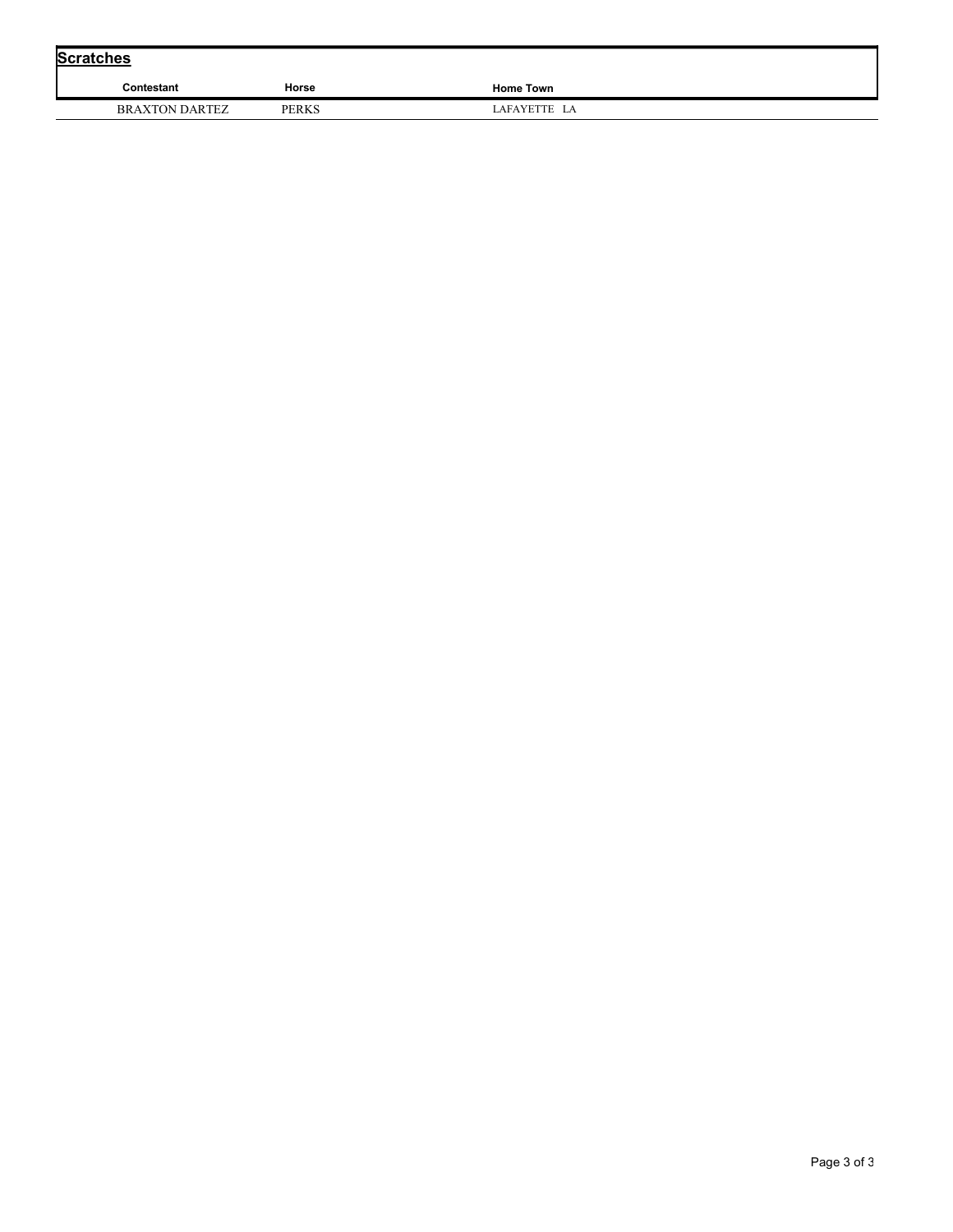## Scratches

| Contestant | Horse | Home Town |
| --- | --- | --- |
| BRAXTON DARTEZ | PERKS | LAFAYETTE LA |